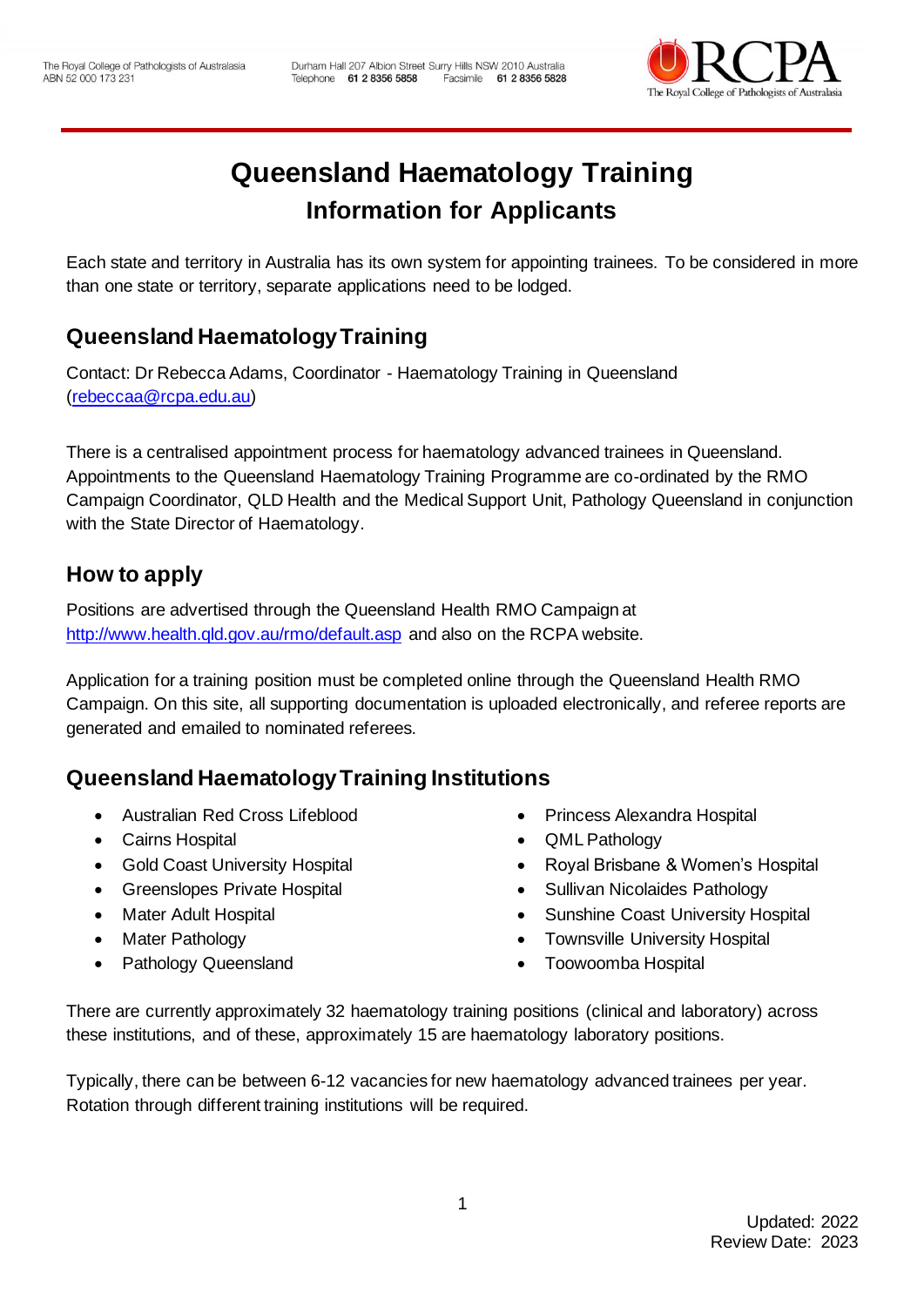# Queensland Haematology Training

## Information for Applicants

Each state and territory in Australia has its own system for appointing trainees. To be considered in more than one state or territory, separate applications need to be lodged.

## Queensland Haematology Training

Contact: Dr Rebecca Adams, Coordinator - Haematology Training in Queensland ([rebeccaa@rcpa.edu.au](mailto:rebeccaa@rcpa.edu.au))

There is a centralised appointment process for haematology advanced trainees in Queensland. Appointments to the Queensland Haematology Training Programme are co-ordinated by the RMO Campaign Coordinator, QLD Health and the Medical Support Unit, Pathology Queensland in conjunction with the State Director of Haematology.

## How to apply

Positions are advertised through the Queensland Health RMO Campaign at [http://www.health.qld.gov.au/rmo/default.asp](http://www.health.qld.gov.au/rmo/default.asp) and also on the RCPA website.

Application for a training position must be completed online through the Queensland Health RMO Campaign. On this site, all supporting documentation is uploaded electronically, and referee reports are generated and emailed to nominated referees.

## Queensland Haematology Training Institutions

- Australian Red Cross Lifeblood
- Cairns Hospital
- Gold Coast University Hospital
- Greenslopes Private Hospital
- Mater Adult Hospital
- Mater Pathology
- Pathology Queensland
- Princess Alexandra Hospital
- QML Pathology
- Royal Brisbane & Women's Hospital
- Sullivan Nicolaides Pathology
- Sunshine Coast University Hospital
- Townsville University Hospital
- Toowoomba Hospital

There are currently approximately 32 haematology training positions (clinical and laboratory) across these institutions, and of these, approximately 15 are haematology laboratory positions.

Typically, there can be between 6-12 vacancies for new haematology advanced trainees per year. Rotation through different training institutions will be required.

Updated: 2022
Review Date: 2023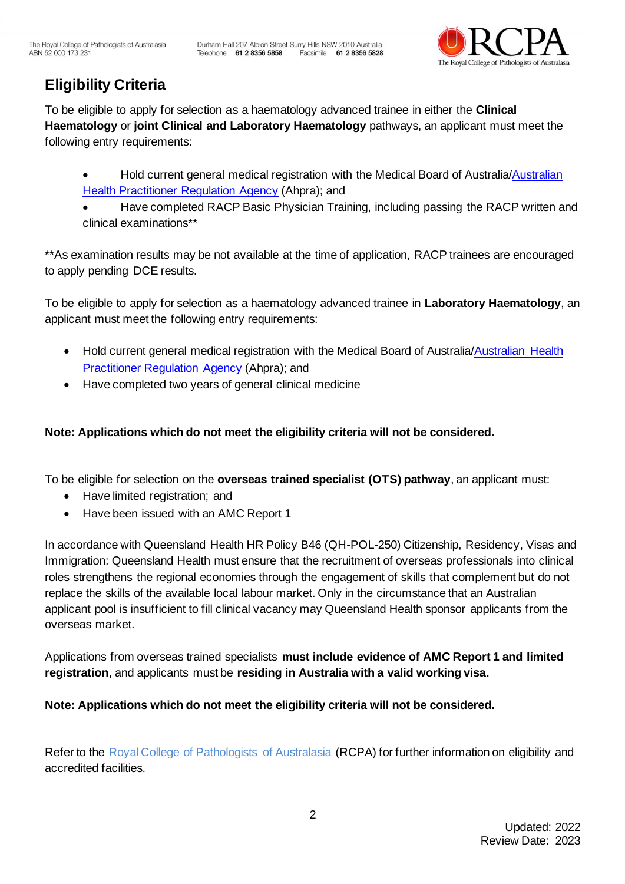## Eligibility Criteria

To be eligible to apply for selection as a haematology advanced trainee in either the **Clinical Haematology** or **joint Clinical and Laboratory Haematology** pathways, an applicant must meet the following entry requirements:

- Hold current general medical registration with the Medical Board of Australia/Australian Health Practitioner Regulation Agency (Ahpra); and
- Have completed RACP Basic Physician Training, including passing the RACP written and clinical examinations**

**As examination results may be not available at the time of application, RACP trainees are encouraged to apply pending DCE results.

To be eligible to apply for selection as a haematology advanced trainee in **Laboratory Haematology**, an applicant must meet the following entry requirements:

- Hold current general medical registration with the Medical Board of Australia/Australian Health Practitioner Regulation Agency (Ahpra); and
- Have completed two years of general clinical medicine

**Note: Applications which do not meet the eligibility criteria will not be considered.**

To be eligible for selection on the **overseas trained specialist (OTS) pathway**, an applicant must:

- Have limited registration; and
- Have been issued with an AMC Report 1

In accordance with Queensland Health HR Policy B46 (QH-POL-250) Citizenship, Residency, Visas and Immigration: Queensland Health must ensure that the recruitment of overseas professionals into clinical roles strengthens the regional economies through the engagement of skills that complement but do not replace the skills of the available local labour market. Only in the circumstance that an Australian applicant pool is insufficient to fill clinical vacancy may Queensland Health sponsor applicants from the overseas market.

Applications from overseas trained specialists **must include evidence of AMC Report 1 and limited registration**, and applicants must be **residing in Australia with a valid working visa.**

**Note: Applications which do not meet the eligibility criteria will not be considered.**

Refer to the Royal College of Pathologists of Australasia (RCPA) for further information on eligibility and accredited facilities.

Updated: 2022
Review Date: 2023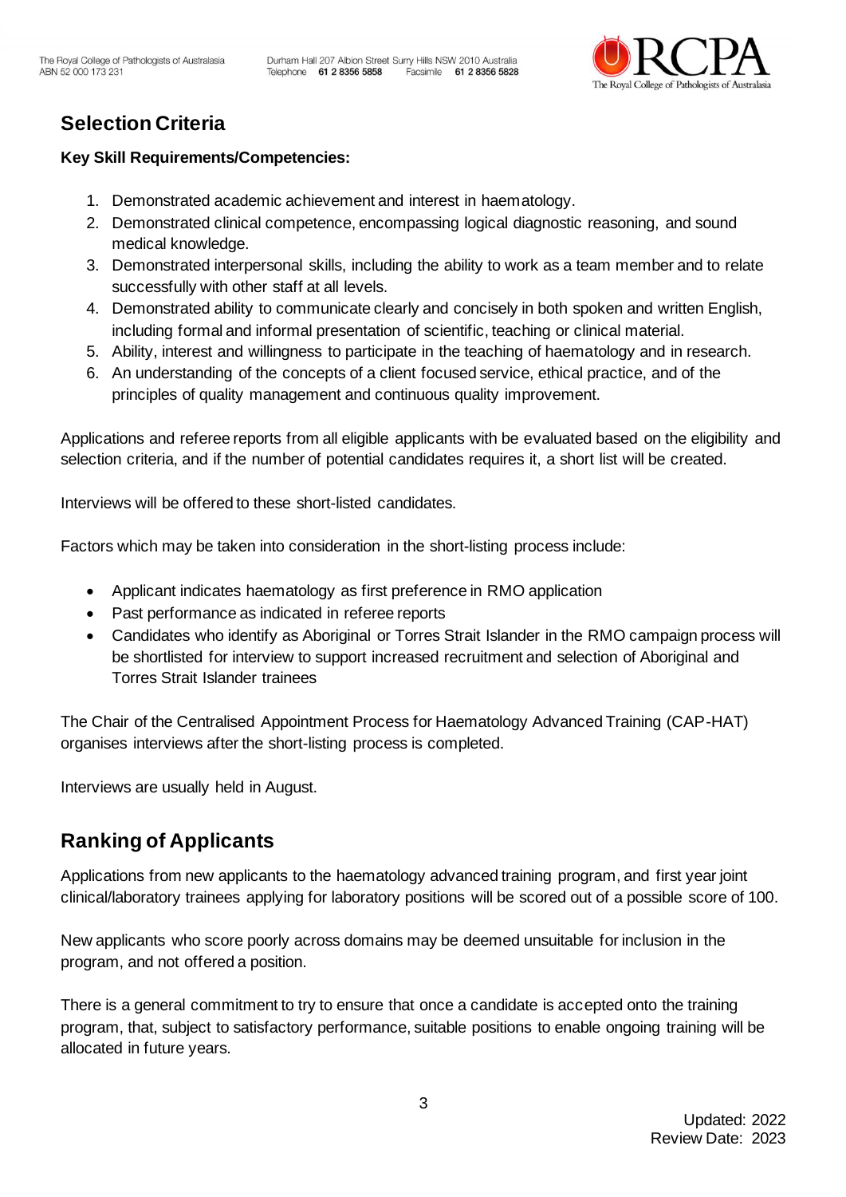## Selection Criteria

**Key Skill Requirements/Competencies:**

1. Demonstrated academic achievement and interest in haematology.
2. Demonstrated clinical competence, encompassing logical diagnostic reasoning, and sound medical knowledge.
3. Demonstrated interpersonal skills, including the ability to work as a team member and to relate successfully with other staff at all levels.
4. Demonstrated ability to communicate clearly and concisely in both spoken and written English, including formal and informal presentation of scientific, teaching or clinical material.
5. Ability, interest and willingness to participate in the teaching of haematology and in research.
6. An understanding of the concepts of a client focused service, ethical practice, and of the principles of quality management and continuous quality improvement.

Applications and referee reports from all eligible applicants with be evaluated based on the eligibility and selection criteria, and if the number of potential candidates requires it, a short list will be created.

Interviews will be offered to these short-listed candidates.

Factors which may be taken into consideration in the short-listing process include:

- Applicant indicates haematology as first preference in RMO application
- Past performance as indicated in referee reports
- Candidates who identify as Aboriginal or Torres Strait Islander in the RMO campaign process will be shortlisted for interview to support increased recruitment and selection of Aboriginal and Torres Strait Islander trainees

The Chair of the Centralised Appointment Process for Haematology Advanced Training (CAP-HAT) organises interviews after the short-listing process is completed.

Interviews are usually held in August.

## Ranking of Applicants

Applications from new applicants to the haematology advanced training program, and first year joint clinical/laboratory trainees applying for laboratory positions will be scored out of a possible score of 100.

New applicants who score poorly across domains may be deemed unsuitable for inclusion in the program, and not offered a position.

There is a general commitment to try to ensure that once a candidate is accepted onto the training program, that, subject to satisfactory performance, suitable positions to enable ongoing training will be allocated in future years.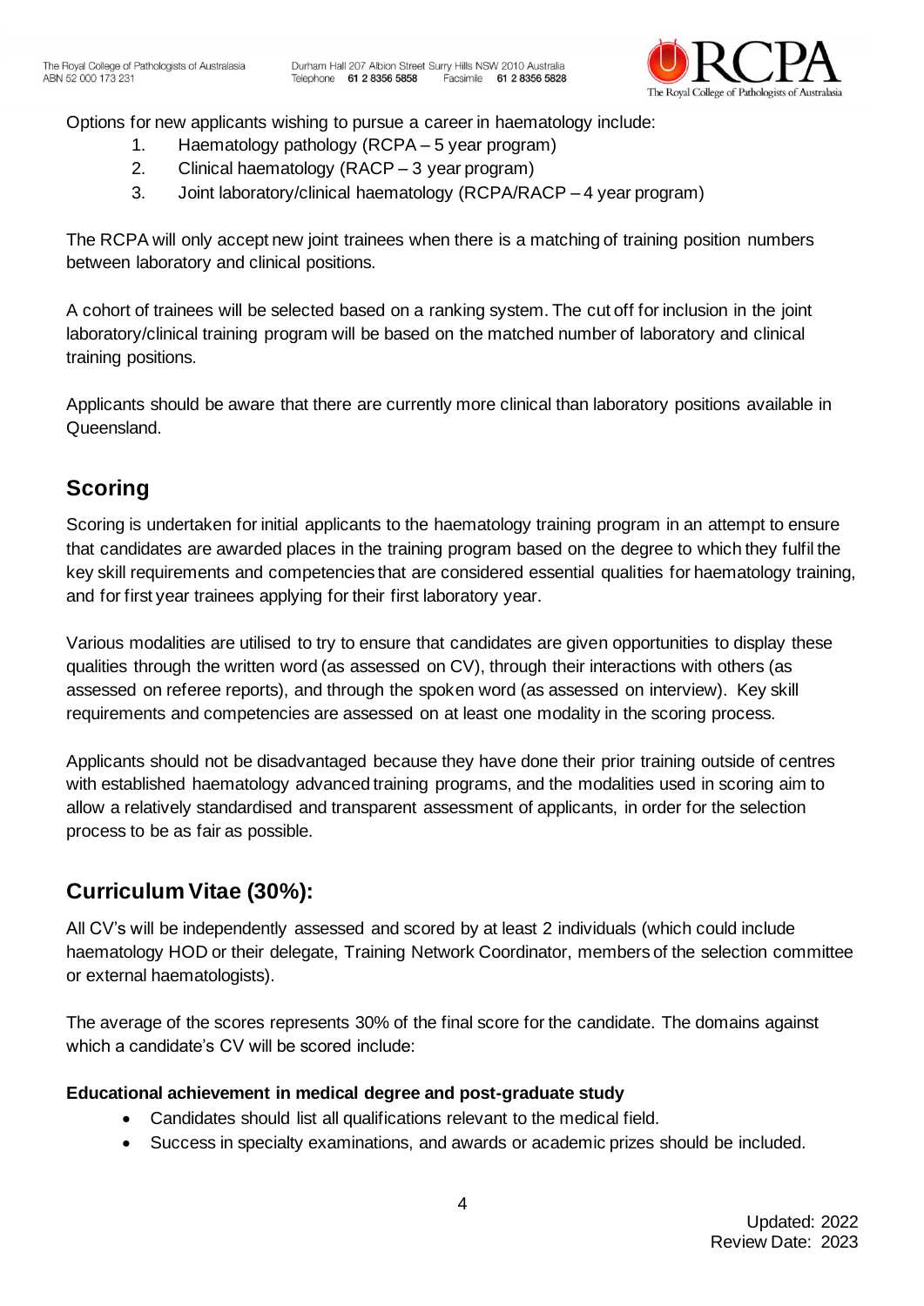Options for new applicants wishing to pursue a career in haematology include:

1. Haematology pathology (RCPA – 5 year program)
2. Clinical haematology (RACP – 3 year program)
3. Joint laboratory/clinical haematology (RCPA/RACP – 4 year program)

The RCPA will only accept new joint trainees when there is a matching of training position numbers between laboratory and clinical positions.

A cohort of trainees will be selected based on a ranking system. The cut off for inclusion in the joint laboratory/clinical training program will be based on the matched number of laboratory and clinical training positions.

Applicants should be aware that there are currently more clinical than laboratory positions available in Queensland.

## Scoring

Scoring is undertaken for initial applicants to the haematology training program in an attempt to ensure that candidates are awarded places in the training program based on the degree to which they fulfil the key skill requirements and competencies that are considered essential qualities for haematology training, and for first year trainees applying for their first laboratory year.

Various modalities are utilised to try to ensure that candidates are given opportunities to display these qualities through the written word (as assessed on CV), through their interactions with others (as assessed on referee reports), and through the spoken word (as assessed on interview). Key skill requirements and competencies are assessed on at least one modality in the scoring process.

Applicants should not be disadvantaged because they have done their prior training outside of centres with established haematology advanced training programs, and the modalities used in scoring aim to allow a relatively standardised and transparent assessment of applicants, in order for the selection process to be as fair as possible.

## Curriculum Vitae (30%):

All CV's will be independently assessed and scored by at least 2 individuals (which could include haematology HOD or their delegate, Training Network Coordinator, members of the selection committee or external haematologists).

The average of the scores represents 30% of the final score for the candidate. The domains against which a candidate's CV will be scored include:

**Educational achievement in medical degree and post-graduate study**

- Candidates should list all qualifications relevant to the medical field.
- Success in specialty examinations, and awards or academic prizes should be included.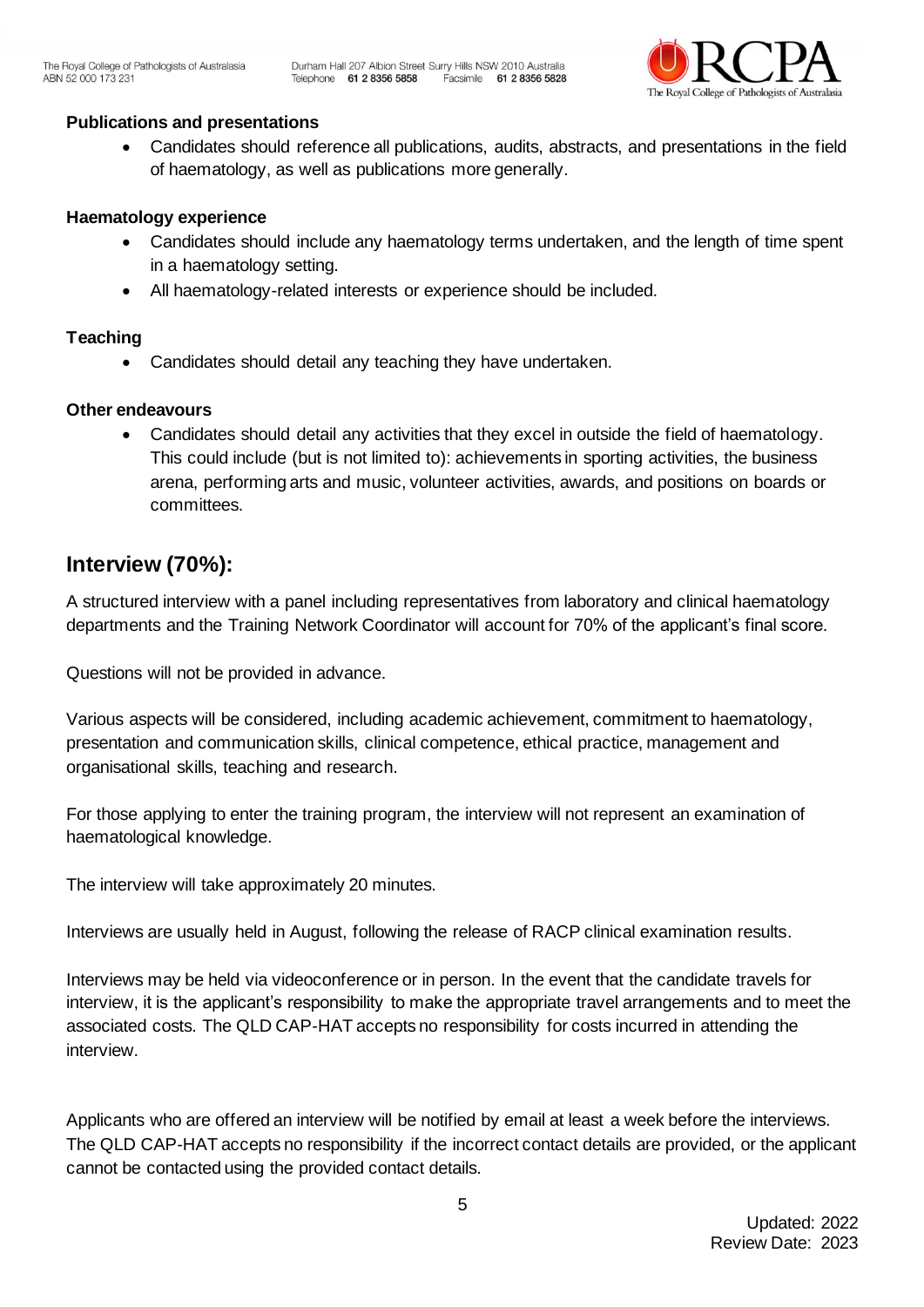### Publications and presentations

- Candidates should reference all publications, audits, abstracts, and presentations in the field of haematology, as well as publications more generally.

### Haematology experience

- Candidates should include any haematology terms undertaken, and the length of time spent in a haematology setting.
- All haematology-related interests or experience should be included.

### Teaching

- Candidates should detail any teaching they have undertaken.

### Other endeavours

- Candidates should detail any activities that they excel in outside the field of haematology. This could include (but is not limited to): achievements in sporting activities, the business arena, performing arts and music, volunteer activities, awards, and positions on boards or committees.

## Interview (70%):

A structured interview with a panel including representatives from laboratory and clinical haematology departments and the Training Network Coordinator will account for 70% of the applicant's final score.

Questions will not be provided in advance.

Various aspects will be considered, including academic achievement, commitment to haematology, presentation and communication skills, clinical competence, ethical practice, management and organisational skills, teaching and research.

For those applying to enter the training program, the interview will not represent an examination of haematological knowledge.

The interview will take approximately 20 minutes.

Interviews are usually held in August, following the release of RACP clinical examination results.

Interviews may be held via videoconference or in person. In the event that the candidate travels for interview, it is the applicant's responsibility to make the appropriate travel arrangements and to meet the associated costs. The QLD CAP-HAT accepts no responsibility for costs incurred in attending the interview.

Applicants who are offered an interview will be notified by email at least a week before the interviews. The QLD CAP-HAT accepts no responsibility if the incorrect contact details are provided, or the applicant cannot be contacted using the provided contact details.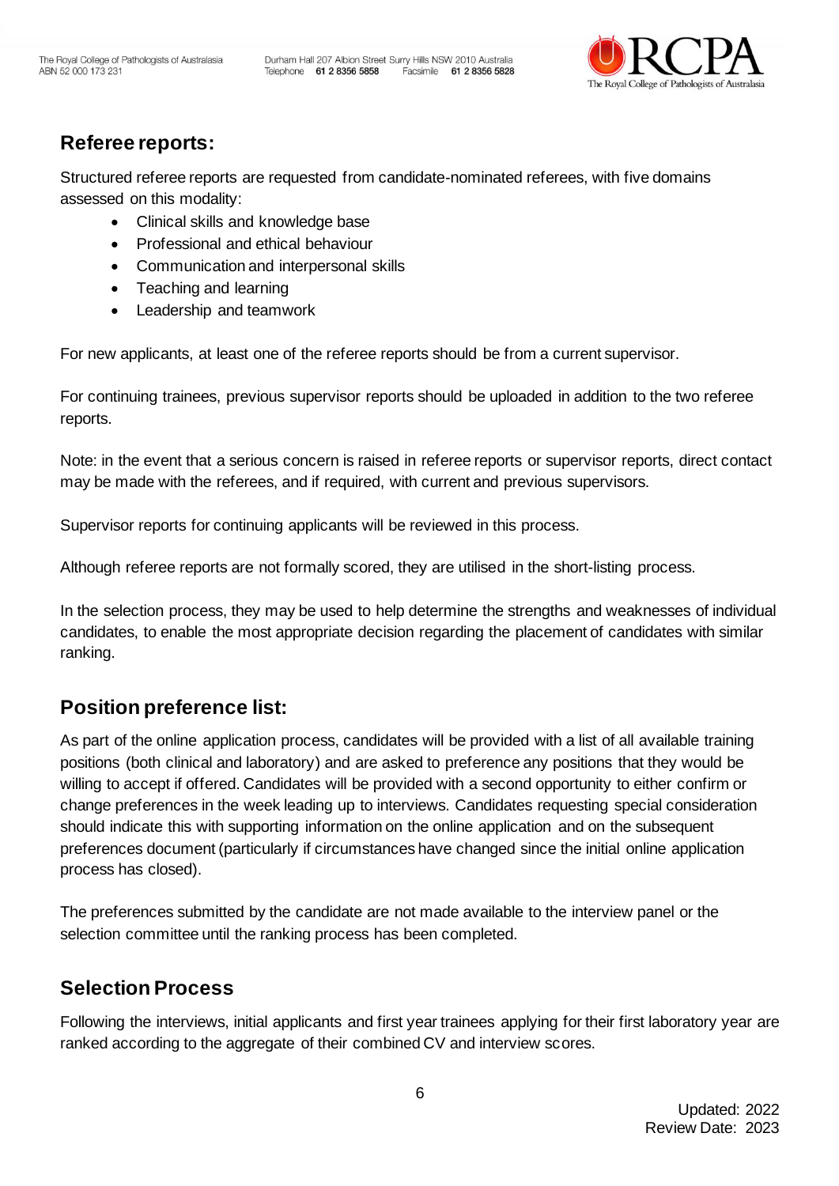## Referee reports:

Structured referee reports are requested from candidate-nominated referees, with five domains assessed on this modality:

- Clinical skills and knowledge base
- Professional and ethical behaviour
- Communication and interpersonal skills
- Teaching and learning
- Leadership and teamwork

For new applicants, at least one of the referee reports should be from a current supervisor.

For continuing trainees, previous supervisor reports should be uploaded in addition to the two referee reports.

Note: in the event that a serious concern is raised in referee reports or supervisor reports, direct contact may be made with the referees, and if required, with current and previous supervisors.

Supervisor reports for continuing applicants will be reviewed in this process.

Although referee reports are not formally scored, they are utilised in the short-listing process.

In the selection process, they may be used to help determine the strengths and weaknesses of individual candidates, to enable the most appropriate decision regarding the placement of candidates with similar ranking.

## Position preference list:

As part of the online application process, candidates will be provided with a list of all available training positions (both clinical and laboratory) and are asked to preference any positions that they would be willing to accept if offered. Candidates will be provided with a second opportunity to either confirm or change preferences in the week leading up to interviews. Candidates requesting special consideration should indicate this with supporting information on the online application and on the subsequent preferences document (particularly if circumstances have changed since the initial online application process has closed).

The preferences submitted by the candidate are not made available to the interview panel or the selection committee until the ranking process has been completed.

## Selection Process

Following the interviews, initial applicants and first year trainees applying for their first laboratory year are ranked according to the aggregate of their combined CV and interview scores.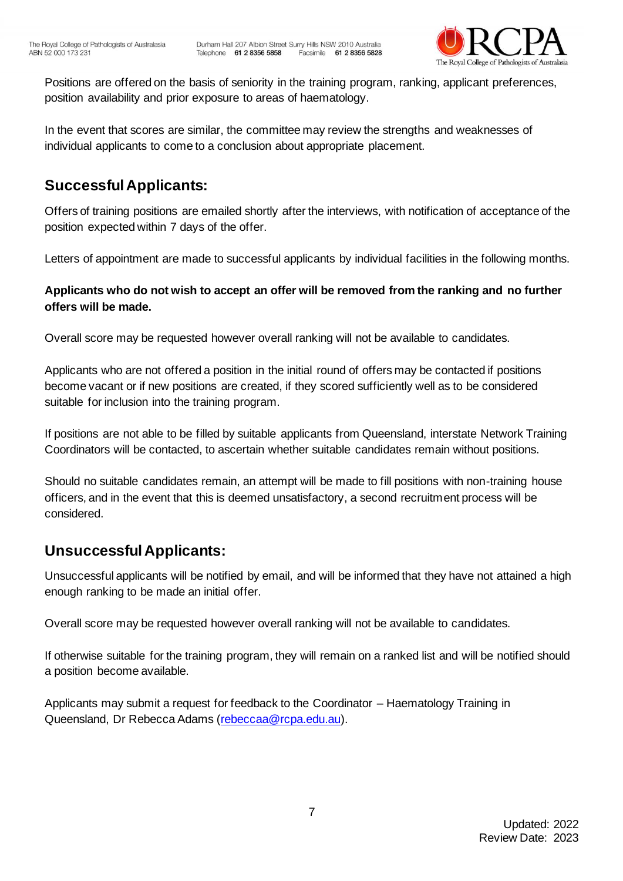Positions are offered on the basis of seniority in the training program, ranking, applicant preferences, position availability and prior exposure to areas of haematology.

In the event that scores are similar, the committee may review the strengths and weaknesses of individual applicants to come to a conclusion about appropriate placement.

## Successful Applicants:

Offers of training positions are emailed shortly after the interviews, with notification of acceptance of the position expected within 7 days of the offer.

Letters of appointment are made to successful applicants by individual facilities in the following months.

**Applicants who do not wish to accept an offer will be removed from the ranking and no further offers will be made.**

Overall score may be requested however overall ranking will not be available to candidates.

Applicants who are not offered a position in the initial round of offers may be contacted if positions become vacant or if new positions are created, if they scored sufficiently well as to be considered suitable for inclusion into the training program.

If positions are not able to be filled by suitable applicants from Queensland, interstate Network Training Coordinators will be contacted, to ascertain whether suitable candidates remain without positions.

Should no suitable candidates remain, an attempt will be made to fill positions with non-training house officers, and in the event that this is deemed unsatisfactory, a second recruitment process will be considered.

## Unsuccessful Applicants:

Unsuccessful applicants will be notified by email, and will be informed that they have not attained a high enough ranking to be made an initial offer.

Overall score may be requested however overall ranking will not be available to candidates.

If otherwise suitable for the training program, they will remain on a ranked list and will be notified should a position become available.

Applicants may submit a request for feedback to the Coordinator – Haematology Training in Queensland, Dr Rebecca Adams (rebeccaa@rcpa.edu.au).

Updated: 2022
Review Date: 2023